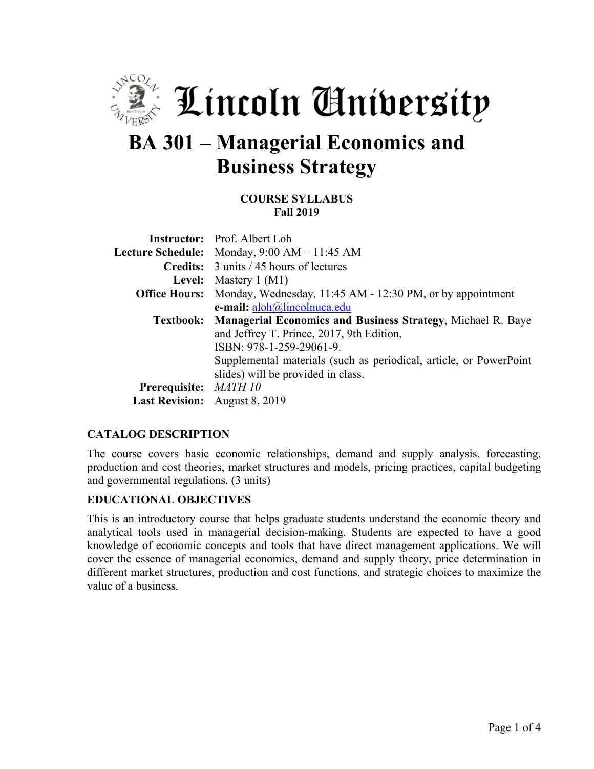# Lincoln University

# BA 301 – Managerial Economics and Business Strategy

**COURSE SYLLABUS**
**Fall 2019**

| | |
|---|---|
| **Instructor:** | Prof. Albert Loh |
| **Lecture Schedule:** | Monday, 9:00 AM – 11:45 AM |
| **Credits:** | 3 units / 45 hours of lectures |
| **Level:** | Mastery 1 (M1) |
| **Office Hours:** | Monday, Wednesday, 11:45 AM - 12:30 PM, or by appointment<br>**e-mail:** aloh@lincolnuca.edu |
| **Textbook:** | **Managerial Economics and Business Strategy**, Michael R. Baye and Jeffrey T. Prince, 2017, 9th Edition, ISBN: 978-1-259-29061-9.<br>Supplemental materials (such as periodical, article, or PowerPoint slides) will be provided in class. |
| **Prerequisite:** | *MATH 10* |
| **Last Revision:** | August 8, 2019 |

## CATALOG DESCRIPTION

The course covers basic economic relationships, demand and supply analysis, forecasting, production and cost theories, market structures and models, pricing practices, capital budgeting and governmental regulations. (3 units)

## EDUCATIONAL OBJECTIVES

This is an introductory course that helps graduate students understand the economic theory and analytical tools used in managerial decision-making. Students are expected to have a good knowledge of economic concepts and tools that have direct management applications. We will cover the essence of managerial economics, demand and supply theory, price determination in different market structures, production and cost functions, and strategic choices to maximize the value of a business.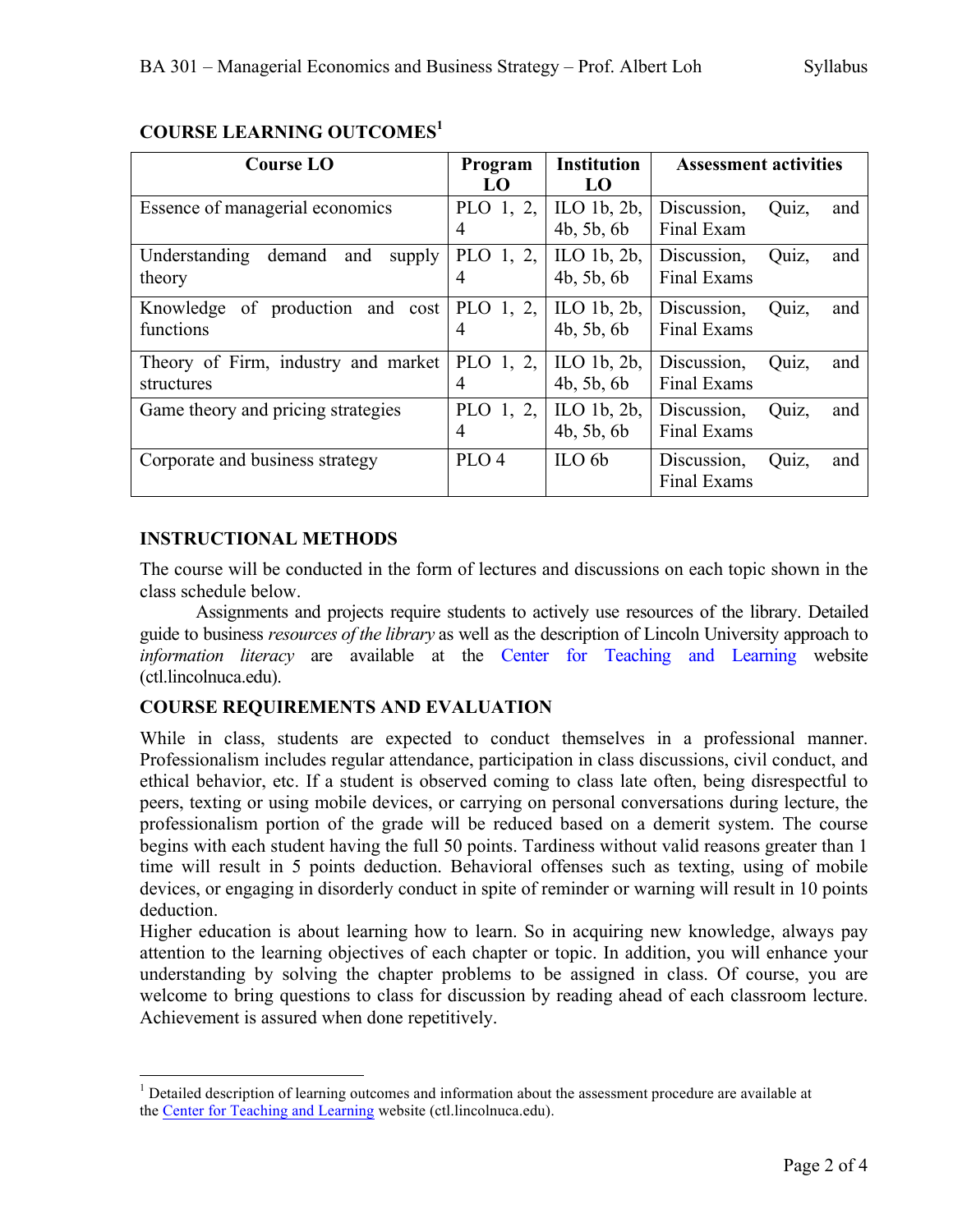## COURSE LEARNING OUTCOMES[1]

| Course LO | Program LO | Institution LO | Assessment activities |
|---|---|---|---|
| Essence of managerial economics | PLO 1, 2, 4 | ILO 1b, 2b, 4b, 5b, 6b | Discussion, Quiz, and Final Exam |
| Understanding demand and supply theory | PLO 1, 2, 4 | ILO 1b, 2b, 4b, 5b, 6b | Discussion, Quiz, and Final Exams |
| Knowledge of production and cost functions | PLO 1, 2, 4 | ILO 1b, 2b, 4b, 5b, 6b | Discussion, Quiz, and Final Exams |
| Theory of Firm, industry and market structures | PLO 1, 2, 4 | ILO 1b, 2b, 4b, 5b, 6b | Discussion, Quiz, and Final Exams |
| Game theory and pricing strategies | PLO 1, 2, 4 | ILO 1b, 2b, 4b, 5b, 6b | Discussion, Quiz, and Final Exams |
| Corporate and business strategy | PLO 4 | ILO 6b | Discussion, Quiz, and Final Exams |

## INSTRUCTIONAL METHODS

The course will be conducted in the form of lectures and discussions on each topic shown in the class schedule below.

Assignments and projects require students to actively use resources of the library. Detailed guide to business *resources of the library* as well as the description of Lincoln University approach to *information literacy* are available at the Center for Teaching and Learning website (ctl.lincolnuca.edu).

## COURSE REQUIREMENTS AND EVALUATION

While in class, students are expected to conduct themselves in a professional manner. Professionalism includes regular attendance, participation in class discussions, civil conduct, and ethical behavior, etc. If a student is observed coming to class late often, being disrespectful to peers, texting or using mobile devices, or carrying on personal conversations during lecture, the professionalism portion of the grade will be reduced based on a demerit system. The course begins with each student having the full 50 points. Tardiness without valid reasons greater than 1 time will result in 5 points deduction. Behavioral offenses such as texting, using of mobile devices, or engaging in disorderly conduct in spite of reminder or warning will result in 10 points deduction.

Higher education is about learning how to learn. So in acquiring new knowledge, always pay attention to the learning objectives of each chapter or topic. In addition, you will enhance your understanding by solving the chapter problems to be assigned in class. Of course, you are welcome to bring questions to class for discussion by reading ahead of each classroom lecture. Achievement is assured when done repetitively.

---

[1] Detailed description of learning outcomes and information about the assessment procedure are available at the Center for Teaching and Learning website (ctl.lincolnuca.edu).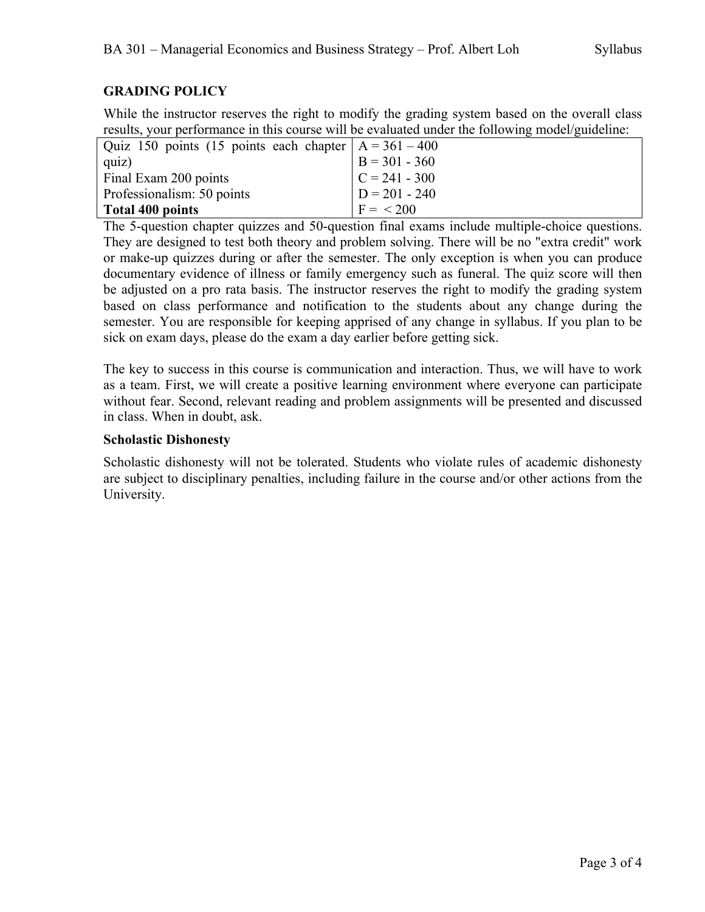## GRADING POLICY

While the instructor reserves the right to modify the grading system based on the overall class results, your performance in this course will be evaluated under the following model/guideline:

| Points | Grade |
|---|---|
| Quiz 150 points (15 points each chapter quiz) | A = 361 – 400 |
| Final Exam 200 points | B = 301 - 360 |
| Professionalism: 50 points | C = 241 - 300 |
|  | D = 201 - 240 |
| **Total 400 points** | F = < 200 |

The 5-question chapter quizzes and 50-question final exams include multiple-choice questions. They are designed to test both theory and problem solving. There will be no "extra credit" work or make-up quizzes during or after the semester. The only exception is when you can produce documentary evidence of illness or family emergency such as funeral. The quiz score will then be adjusted on a pro rata basis. The instructor reserves the right to modify the grading system based on class performance and notification to the students about any change during the semester. You are responsible for keeping apprised of any change in syllabus. If you plan to be sick on exam days, please do the exam a day earlier before getting sick.

The key to success in this course is communication and interaction. Thus, we will have to work as a team. First, we will create a positive learning environment where everyone can participate without fear. Second, relevant reading and problem assignments will be presented and discussed in class. When in doubt, ask.

### Scholastic Dishonesty

Scholastic dishonesty will not be tolerated. Students who violate rules of academic dishonesty are subject to disciplinary penalties, including failure in the course and/or other actions from the University.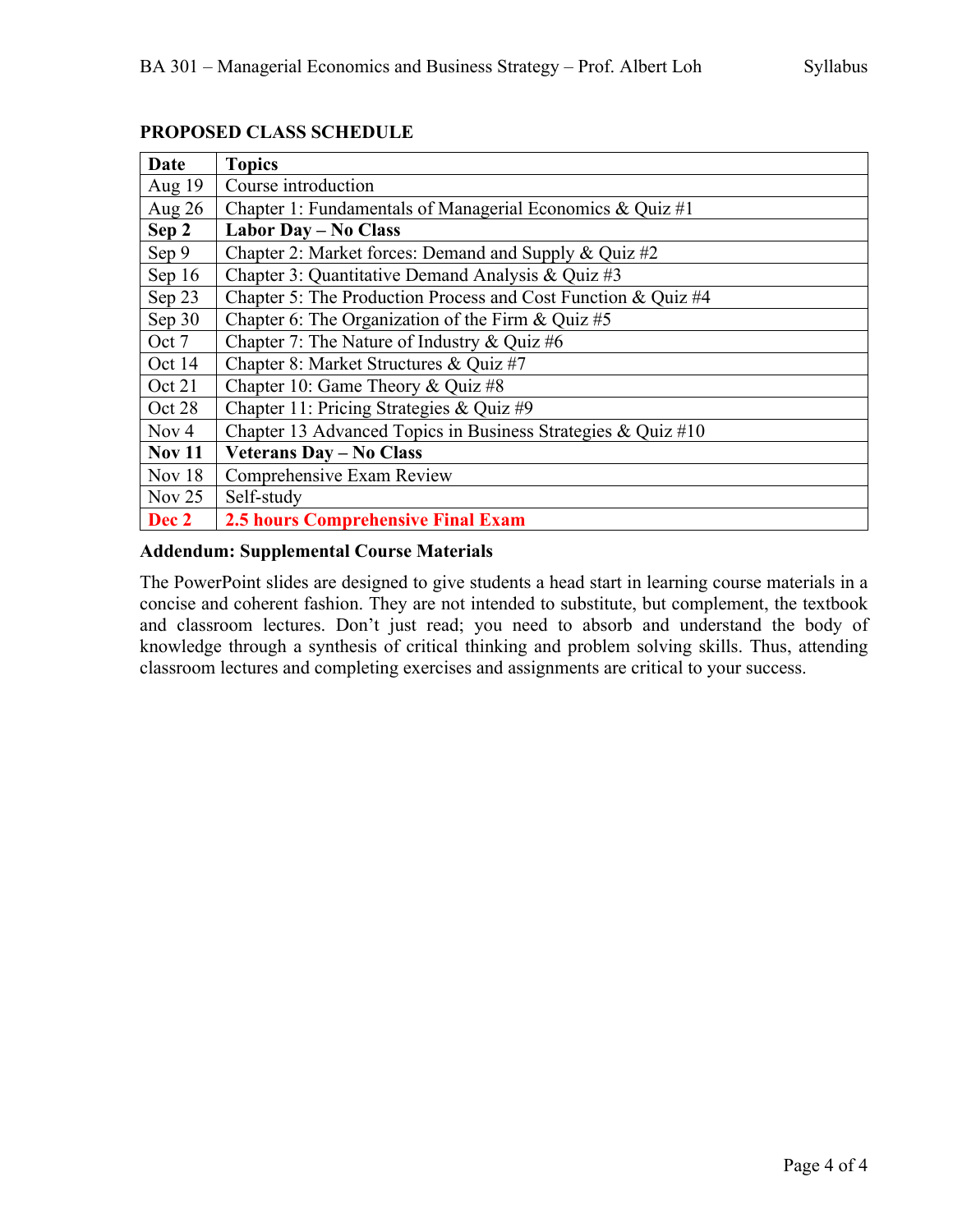## PROPOSED CLASS SCHEDULE

| Date | Topics |
|---|---|
| Aug 19 | Course introduction |
| Aug 26 | Chapter 1: Fundamentals of Managerial Economics & Quiz #1 |
| **Sep 2** | **Labor Day – No Class** |
| Sep 9 | Chapter 2: Market forces: Demand and Supply & Quiz #2 |
| Sep 16 | Chapter 3: Quantitative Demand Analysis & Quiz #3 |
| Sep 23 | Chapter 5: The Production Process and Cost Function & Quiz #4 |
| Sep 30 | Chapter 6: The Organization of the Firm & Quiz #5 |
| Oct 7 | Chapter 7: The Nature of Industry & Quiz #6 |
| Oct 14 | Chapter 8: Market Structures & Quiz #7 |
| Oct 21 | Chapter 10: Game Theory & Quiz #8 |
| Oct 28 | Chapter 11: Pricing Strategies & Quiz #9 |
| Nov 4 | Chapter 13 Advanced Topics in Business Strategies & Quiz #10 |
| **Nov 11** | **Veterans Day – No Class** |
| Nov 18 | Comprehensive Exam Review |
| Nov 25 | Self-study |
| **Dec 2** | **2.5 hours Comprehensive Final Exam** |

**Addendum: Supplemental Course Materials**

The PowerPoint slides are designed to give students a head start in learning course materials in a concise and coherent fashion. They are not intended to substitute, but complement, the textbook and classroom lectures. Don't just read; you need to absorb and understand the body of knowledge through a synthesis of critical thinking and problem solving skills. Thus, attending classroom lectures and completing exercises and assignments are critical to your success.